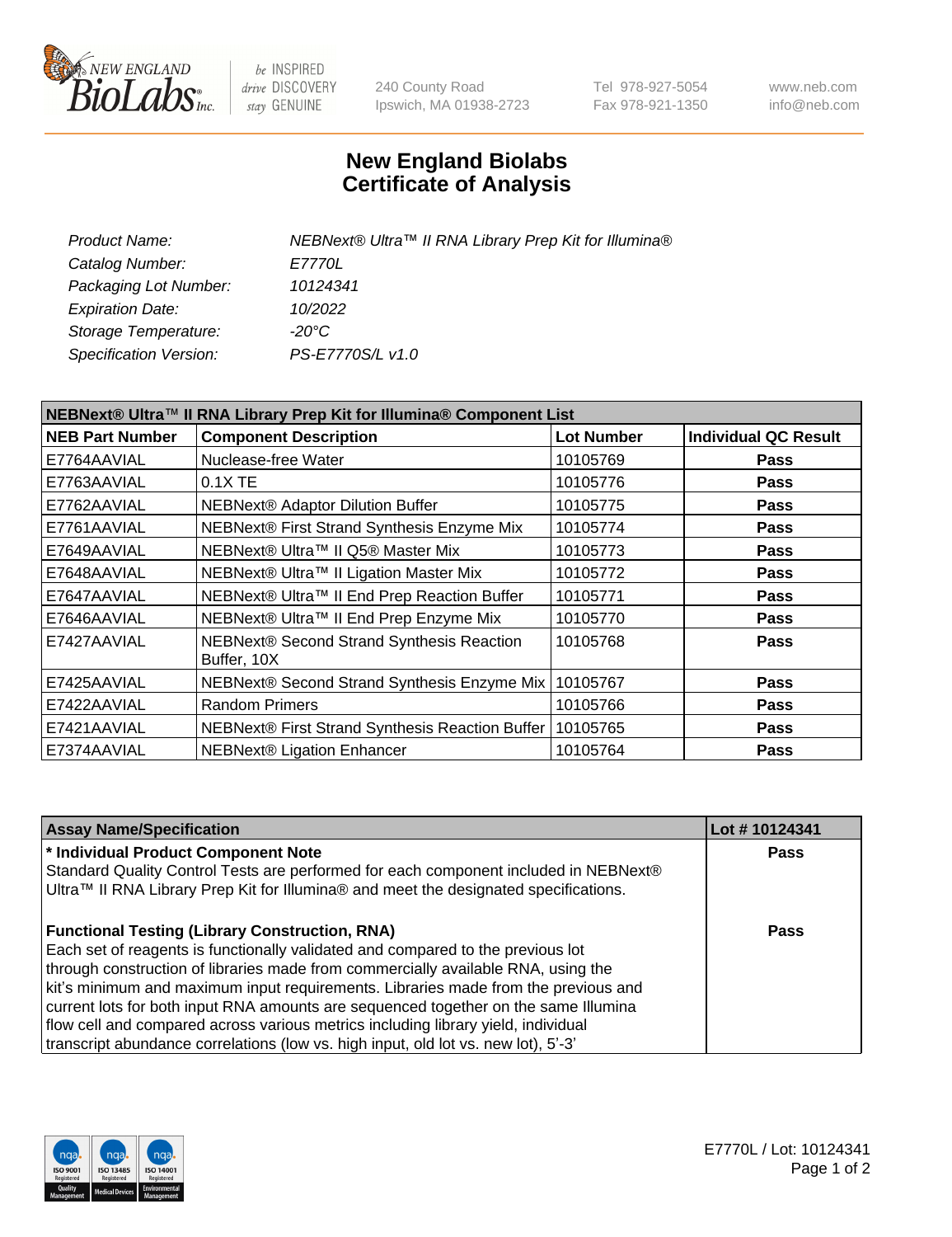New England Biolabs
be INSPIRED drive DISCOVERY stay GENUINE

240 County Road
Ipswich, MA 01938-2723

Tel 978-927-5054
Fax 978-921-1350

www.neb.com
info@neb.com

# New England Biolabs
# Certificate of Analysis

| | |
|---|---|
| *Product Name:* | *NEBNext® Ultra™ II RNA Library Prep Kit for Illumina®* |
| *Catalog Number:* | *E7770L* |
| *Packaging Lot Number:* | *10124341* |
| *Expiration Date:* | *10/2022* |
| *Storage Temperature:* | *-20°C* |
| *Specification Version:* | *PS-E7770S/L v1.0* |

**NEBNext® Ultra™ II RNA Library Prep Kit for Illumina® Component List**

| NEB Part Number | Component Description | Lot Number | Individual QC Result |
|---|---|---|---|
| E7764AAVIAL | Nuclease-free Water | 10105769 | Pass |
| E7763AAVIAL | 0.1X TE | 10105776 | Pass |
| E7762AAVIAL | NEBNext® Adaptor Dilution Buffer | 10105775 | Pass |
| E7761AAVIAL | NEBNext® First Strand Synthesis Enzyme Mix | 10105774 | Pass |
| E7649AAVIAL | NEBNext® Ultra™ II Q5® Master Mix | 10105773 | Pass |
| E7648AAVIAL | NEBNext® Ultra™ II Ligation Master Mix | 10105772 | Pass |
| E7647AAVIAL | NEBNext® Ultra™ II End Prep Reaction Buffer | 10105771 | Pass |
| E7646AAVIAL | NEBNext® Ultra™ II End Prep Enzyme Mix | 10105770 | Pass |
| E7427AAVIAL | NEBNext® Second Strand Synthesis Reaction Buffer, 10X | 10105768 | Pass |
| E7425AAVIAL | NEBNext® Second Strand Synthesis Enzyme Mix | 10105767 | Pass |
| E7422AAVIAL | Random Primers | 10105766 | Pass |
| E7421AAVIAL | NEBNext® First Strand Synthesis Reaction Buffer | 10105765 | Pass |
| E7374AAVIAL | NEBNext® Ligation Enhancer | 10105764 | Pass |

| Assay Name/Specification | Lot # 10124341 |
|---|---|
| **\* Individual Product Component Note**<br>Standard Quality Control Tests are performed for each component included in NEBNext® Ultra™ II RNA Library Prep Kit for Illumina® and meet the designated specifications. | Pass |
| **Functional Testing (Library Construction, RNA)**<br>Each set of reagents is functionally validated and compared to the previous lot through construction of libraries made from commercially available RNA, using the kit's minimum and maximum input requirements. Libraries made from the previous and current lots for both input RNA amounts are sequenced together on the same Illumina flow cell and compared across various metrics including library yield, individual transcript abundance correlations (low vs. high input, old lot vs. new lot), 5'-3' | Pass |

E7770L / Lot: 10124341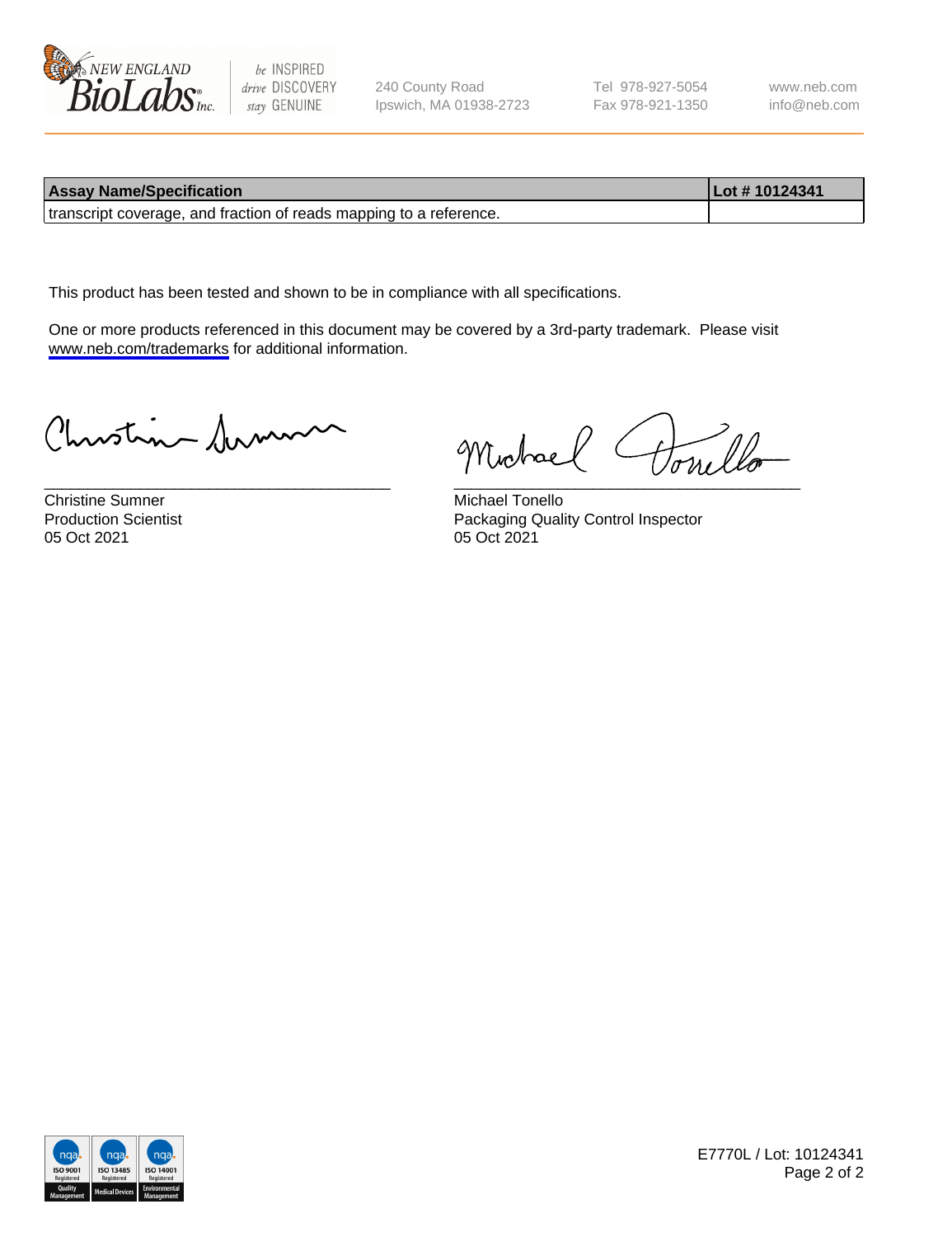| Assay Name/Specification | Lot # 10124341 |
|---|---|
| transcript coverage, and fraction of reads mapping to a reference. | |

This product has been tested and shown to be in compliance with all specifications.

One or more products referenced in this document may be covered by a 3rd-party trademark. Please visit www.neb.com/trademarks for additional information.

Christine Sumner
Production Scientist
05 Oct 2021

Michael Tonello
Packaging Quality Control Inspector
05 Oct 2021

E7770L / Lot: 10124341